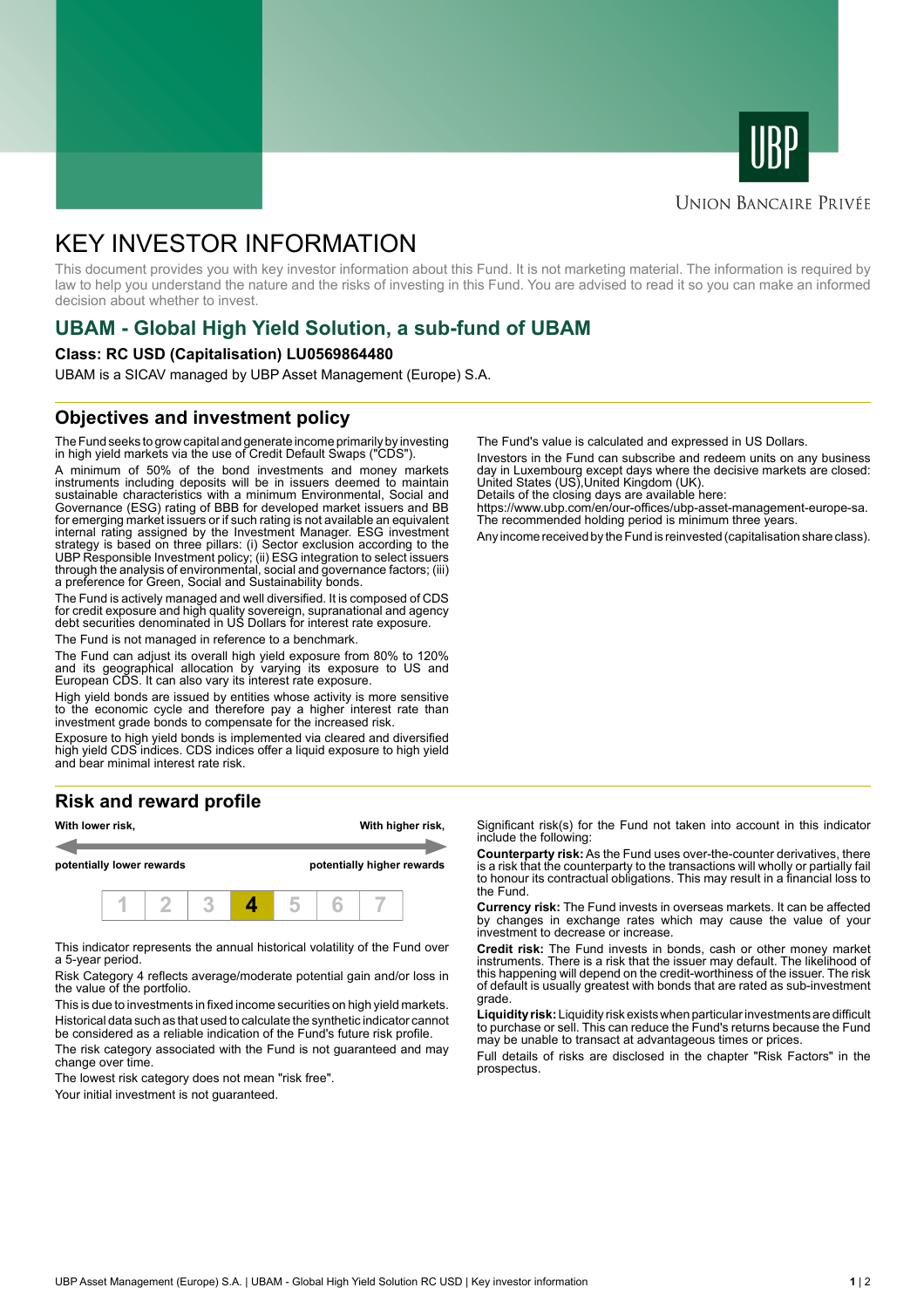UNION BANCAIRE PRIVÉE

# KEY INVESTOR INFORMATION

This document provides you with key investor information about this Fund. It is not marketing material. The information is required by law to help you understand the nature and the risks of investing in this Fund. You are advised to read it so you can make an informed decision about whether to invest.

## UBAM - Global High Yield Solution, a sub-fund of UBAM

**Class: RC USD (Capitalisation) LU0569864480**

UBAM is a SICAV managed by UBP Asset Management (Europe) S.A.

## Objectives and investment policy

The Fund seeks to grow capital and generate income primarily by investing in high yield markets via the use of Credit Default Swaps ("CDS").

A minimum of 50% of the bond investments and money markets instruments including deposits will be in issuers deemed to maintain sustainable characteristics with a minimum Environmental, Social and Governance (ESG) rating of BBB for developed market issuers and BB for emerging market issuers or if such rating is not available an equivalent internal rating assigned by the Investment Manager. ESG investment strategy is based on three pillars: (i) Sector exclusion according to the UBP Responsible Investment policy; (ii) ESG integration to select issuers through the analysis of environmental, social and governance factors; (iii) a preference for Green, Social and Sustainability bonds.

The Fund is actively managed and well diversified. It is composed of CDS for credit exposure and high quality sovereign, supranational and agency debt securities denominated in US Dollars for interest rate exposure.

The Fund is not managed in reference to a benchmark.

The Fund can adjust its overall high yield exposure from 80% to 120% and its geographical allocation by varying its exposure to US and European CDS. It can also vary its interest rate exposure.

High yield bonds are issued by entities whose activity is more sensitive to the economic cycle and therefore pay a higher interest rate than investment grade bonds to compensate for the increased risk.

Exposure to high yield bonds is implemented via cleared and diversified high yield CDS indices. CDS indices offer a liquid exposure to high yield and bear minimal interest rate risk.

The Fund's value is calculated and expressed in US Dollars.

Investors in the Fund can subscribe and redeem units on any business day in Luxembourg except days where the decisive markets are closed: United States (US),United Kingdom (UK).
Details of the closing days are available here:
https://www.ubp.com/en/our-offices/ubp-asset-management-europe-sa.
The recommended holding period is minimum three years.

Any income received by the Fund is reinvested (capitalisation share class).

## Risk and reward profile

| With lower risk, potentially lower rewards | | | | | | With higher risk, potentially higher rewards |
|---|---|---|---|---|---|---|
| 1 | 2 | 3 | **4** | 5 | 6 | 7 |

This indicator represents the annual historical volatility of the Fund over a 5-year period.

Risk Category 4 reflects average/moderate potential gain and/or loss in the value of the portfolio.

This is due to investments in fixed income securities on high yield markets.

Historical data such as that used to calculate the synthetic indicator cannot be considered as a reliable indication of the Fund's future risk profile.

The risk category associated with the Fund is not guaranteed and may change over time.

The lowest risk category does not mean "risk free".

Your initial investment is not guaranteed.

Significant risk(s) for the Fund not taken into account in this indicator include the following:

**Counterparty risk:** As the Fund uses over-the-counter derivatives, there is a risk that the counterparty to the transactions will wholly or partially fail to honour its contractual obligations. This may result in a financial loss to the Fund.

**Currency risk:** The Fund invests in overseas markets. It can be affected by changes in exchange rates which may cause the value of your investment to decrease or increase.

**Credit risk:** The Fund invests in bonds, cash or other money market instruments. There is a risk that the issuer may default. The likelihood of this happening will depend on the credit-worthiness of the issuer. The risk of default is usually greatest with bonds that are rated as sub-investment grade.

**Liquidity risk:** Liquidity risk exists when particular investments are difficult to purchase or sell. This can reduce the Fund's returns because the Fund may be unable to transact at advantageous times or prices.

Full details of risks are disclosed in the chapter "Risk Factors" in the prospectus.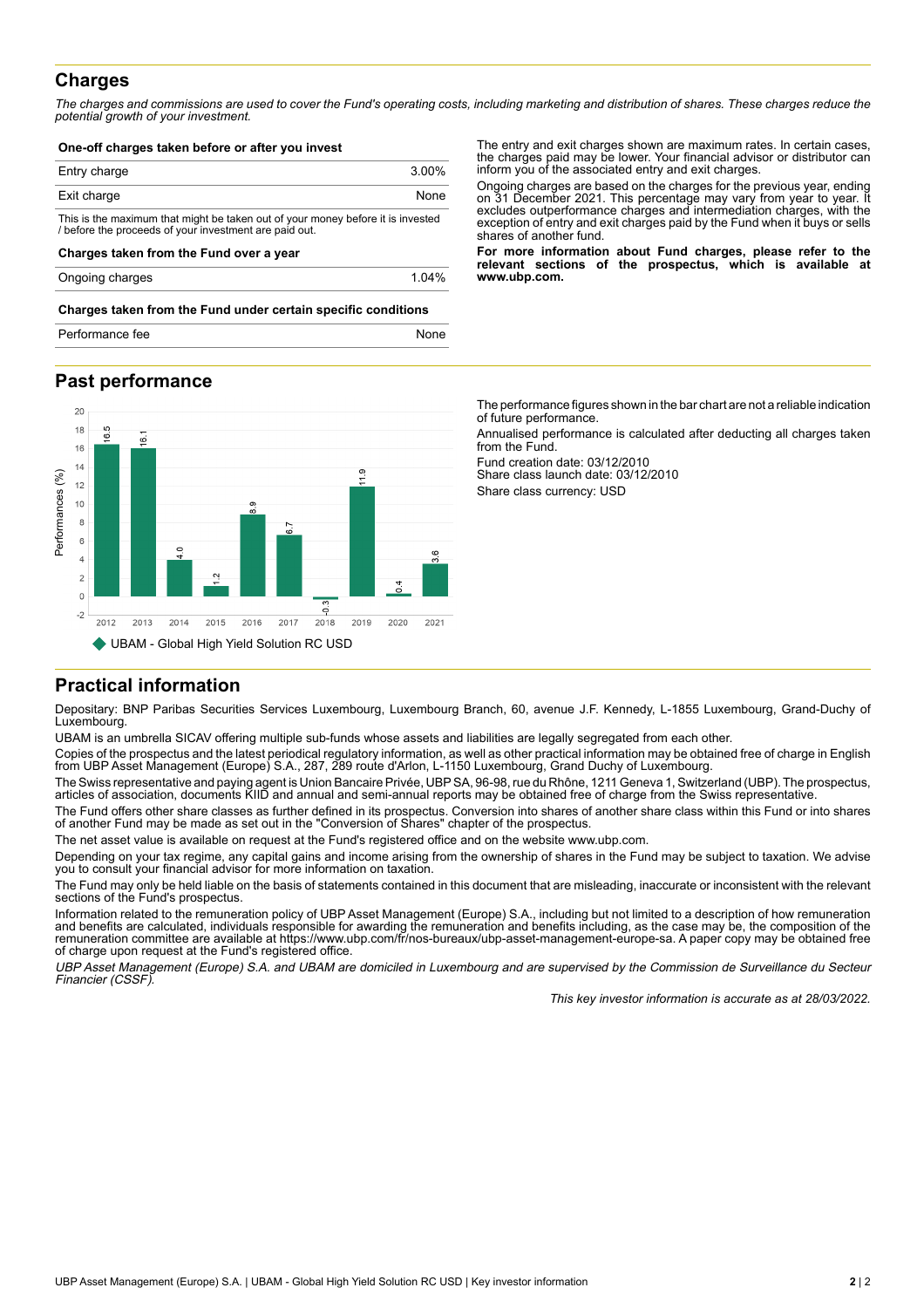## Charges

*The charges and commissions are used to cover the Fund's operating costs, including marketing and distribution of shares. These charges reduce the potential growth of your investment.*

| One-off charges taken before or after you invest | |
|---|---|
| Entry charge | 3.00% |
| Exit charge | None |

This is the maximum that might be taken out of your money before it is invested / before the proceeds of your investment are paid out.

| Charges taken from the Fund over a year | |
|---|---|
| Ongoing charges | 1.04% |

| Charges taken from the Fund under certain specific conditions | |
|---|---|
| Performance fee | None |

The entry and exit charges shown are maximum rates. In certain cases, the charges paid may be lower. Your financial advisor or distributor can inform you of the associated entry and exit charges.

Ongoing charges are based on the charges for the previous year, ending on 31 December 2021. This percentage may vary from year to year. It excludes outperformance charges and intermediation charges, with the exception of entry and exit charges paid by the Fund when it buys or sells shares of another fund.

**For more information about Fund charges, please refer to the relevant sections of the prospectus, which is available at www.ubp.com.**

## Past performance

Performances (%)

20
18
16
14
12
10
8
6
4
2
0
-2

16.5
16.1
4.0
1.2
8.9
6.7
-0.3
11.9
0.4
3.6

2012 2013 2014 2015 2016 2017 2018 2019 2020 2021

UBAM - Global High Yield Solution RC USD

The performance figures shown in the bar chart are not a reliable indication of future performance.

Annualised performance is calculated after deducting all charges taken from the Fund.

Fund creation date: 03/12/2010
Share class launch date: 03/12/2010
Share class currency: USD

## Practical information

Depositary: BNP Paribas Securities Services Luxembourg, Luxembourg Branch, 60, avenue J.F. Kennedy, L-1855 Luxembourg, Grand-Duchy of Luxembourg.

UBAM is an umbrella SICAV offering multiple sub-funds whose assets and liabilities are legally segregated from each other.

Copies of the prospectus and the latest periodical regulatory information, as well as other practical information may be obtained free of charge in English from UBP Asset Management (Europe) S.A., 287, 289 route d'Arlon, L-1150 Luxembourg, Grand Duchy of Luxembourg.

The Swiss representative and paying agent is Union Bancaire Privée, UBP SA, 96-98, rue du Rhône, 1211 Geneva 1, Switzerland (UBP). The prospectus, articles of association, documents KIID and annual and semi-annual reports may be obtained free of charge from the Swiss representative.

The Fund offers other share classes as further defined in its prospectus. Conversion into shares of another share class within this Fund or into shares of another Fund may be made as set out in the "Conversion of Shares" chapter of the prospectus.

The net asset value is available on request at the Fund's registered office and on the website www.ubp.com.

Depending on your tax regime, any capital gains and income arising from the ownership of shares in the Fund may be subject to taxation. We advise you to consult your financial advisor for more information on taxation.

The Fund may only be held liable on the basis of statements contained in this document that are misleading, inaccurate or inconsistent with the relevant sections of the Fund's prospectus.

Information related to the remuneration policy of UBP Asset Management (Europe) S.A., including but not limited to a description of how remuneration and benefits are calculated, individuals responsible for awarding the remuneration and benefits including, as the case may be, the composition of the remuneration committee are available at https://www.ubp.com/fr/nos-bureaux/ubp-asset-management-europe-sa. A paper copy may be obtained free of charge upon request at the Fund's registered office.

*UBP Asset Management (Europe) S.A. and UBAM are domiciled in Luxembourg and are supervised by the Commission de Surveillance du Secteur Financier (CSSF).*

*This key investor information is accurate as at 28/03/2022.*